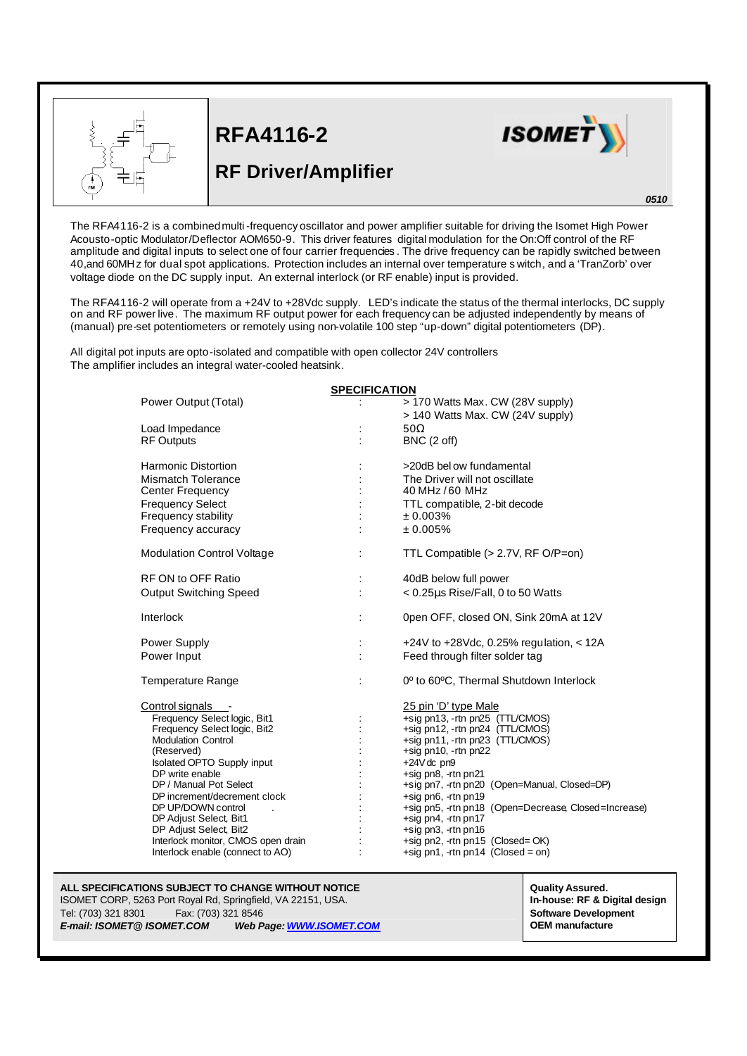# RFA4116-2

## RF Driver/Amplifier

*0510*

The RFA4116-2 is a combined multi-frequency oscillator and power amplifier suitable for driving the Isomet High Power Acousto-optic Modulator/Deflector AOM650-9. This driver features digital modulation for the On:Off control of the RF amplitude and digital inputs to select one of four carrier frequencies. The drive frequency can be rapidly switched between 40,and 60MHz for dual spot applications. Protection includes an internal over temperature switch, and a 'TranZorb' over voltage diode on the DC supply input. An external interlock (or RF enable) input is provided.

The RFA4116-2 will operate from a +24V to +28Vdc supply. LED's indicate the status of the thermal interlocks, DC supply on and RF power live. The maximum RF output power for each frequency can be adjusted independently by means of (manual) pre-set potentiometers or remotely using non-volatile 100 step "up-down" digital potentiometers (DP).

All digital pot inputs are opto-isolated and compatible with open collector 24V controllers
The amplifier includes an integral water-cooled heatsink.

**SPECIFICATION**

| | | |
|---|---|---|
| Power Output (Total) | : | > 170 Watts Max. CW (28V supply)<br>> 140 Watts Max. CW (24V supply) |
| Load Impedance | : | 50Ω |
| RF Outputs | : | BNC (2 off) |
| Harmonic Distortion | : | >20dB below fundamental |
| Mismatch Tolerance | : | The Driver will not oscillate |
| Center Frequency | : | 40 MHz / 60 MHz |
| Frequency Select | : | TTL compatible, 2-bit decode |
| Frequency stability | : | ± 0.003% |
| Frequency accuracy | : | ± 0.005% |
| Modulation Control Voltage | : | TTL Compatible (> 2.7V, RF O/P=on) |
| RF ON to OFF Ratio | : | 40dB below full power |
| Output Switching Speed | : | < 0.25µs Rise/Fall, 0 to 50 Watts |
| Interlock | : | 0pen OFF, closed ON, Sink 20mA at 12V |
| Power Supply | : | +24V to +28Vdc, 0.25% regulation, < 12A |
| Power Input | : | Feed through filter solder tag |
| Temperature Range | : | 0º to 60ºC, Thermal Shutdown Interlock |
| Control signals - | | 25 pin 'D' type Male |
| Frequency Select logic, Bit1 | : | +sig pn13, -rtn pn25 (TTL/CMOS) |
| Frequency Select logic, Bit2 | : | +sig pn12, -rtn pn24 (TTL/CMOS) |
| Modulation Control | : | +sig pn11, -rtn pn23 (TTL/CMOS) |
| (Reserved) | : | +sig pn10, -rtn pn22 |
| Isolated OPTO Supply input | : | +24Vdc pn9 |
| DP write enable | : | +sig pn8, -rtn pn21 |
| DP / Manual Pot Select | : | +sig pn7, -rtn pn20 (Open=Manual, Closed=DP) |
| DP increment/decrement clock | : | +sig pn6, -rtn pn19 |
| DP UP/DOWN control | : | +sig pn5, -rtn pn18 (Open=Decrease, Closed=Increase) |
| DP Adjust Select, Bit1 | : | +sig pn4, -rtn pn17 |
| DP Adjust Select, Bit2 | : | +sig pn3, -rtn pn16 |
| Interlock monitor, CMOS open drain | : | +sig pn2, -rtn pn15 (Closed= OK) |
| Interlock enable (connect to AO) | : | +sig pn1, -rtn pn14 (Closed = on) |

**ALL SPECIFICATIONS SUBJECT TO CHANGE WITHOUT NOTICE**
ISOMET CORP, 5263 Port Royal Rd, Springfield, VA 22151, USA.
Tel: (703) 321 8301 Fax: (703) 321 8546
***E-mail: ISOMET@ ISOMET.COM*** ***Web Page: WWW.ISOMET.COM***

**Quality Assured.**
**In-house: RF & Digital design**
**Software Development**
**OEM manufacture**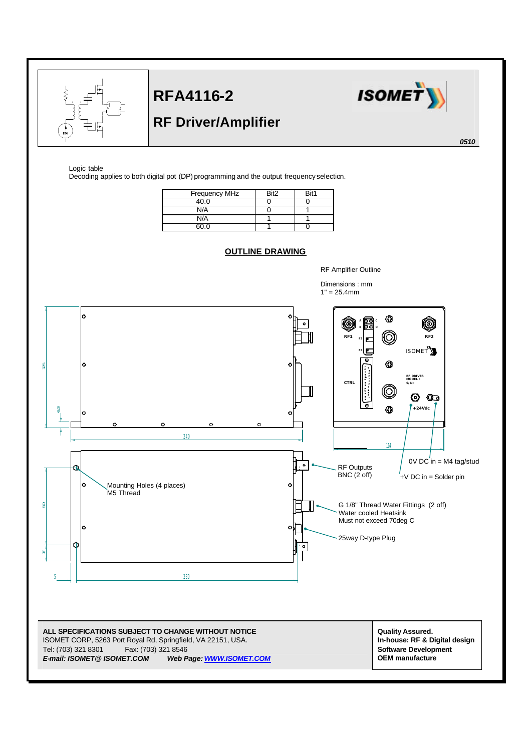# RFA4116-2

## RF Driver/Amplifier

0510

Logic table
Decoding applies to both digital pot (DP) programming and the output frequency selection.

| Frequency MHz | Bit2 | Bit1 |
|---|---|---|
| 40.0 | 0 | 0 |
| N/A | 0 | 1 |
| N/A | 1 | 1 |
| 60.0 | 1 | 0 |

**OUTLINE DRAWING**

RF Amplifier Outline

Dimensions : mm
1" = 25.4mm

125

63

240

114

RF1

RF2

CTRL

+24Vdc

ISOMET

RF DRIVER
MODEL :
S/ N :

0V DC in = M4 tag/stud

+V DC in = Solder pin

RF Outputs
BNC (2 off)

Mounting Holes (4 places)
M5 Thread

80

G 1/8" Thread Water Fittings (2 off)
Water cooled Heatsink
Must not exceed 70deg C

25way D-type Plug

5

230

**ALL SPECIFICATIONS SUBJECT TO CHANGE WITHOUT NOTICE**
ISOMET CORP, 5263 Port Royal Rd, Springfield, VA 22151, USA.
Tel: (703) 321 8301 Fax: (703) 321 8546
***E-mail: ISOMET@ ISOMET.COM*** ***Web Page: WWW.ISOMET.COM***

**Quality Assured.**
**In-house: RF & Digital design**
**Software Development**
**OEM manufacture**